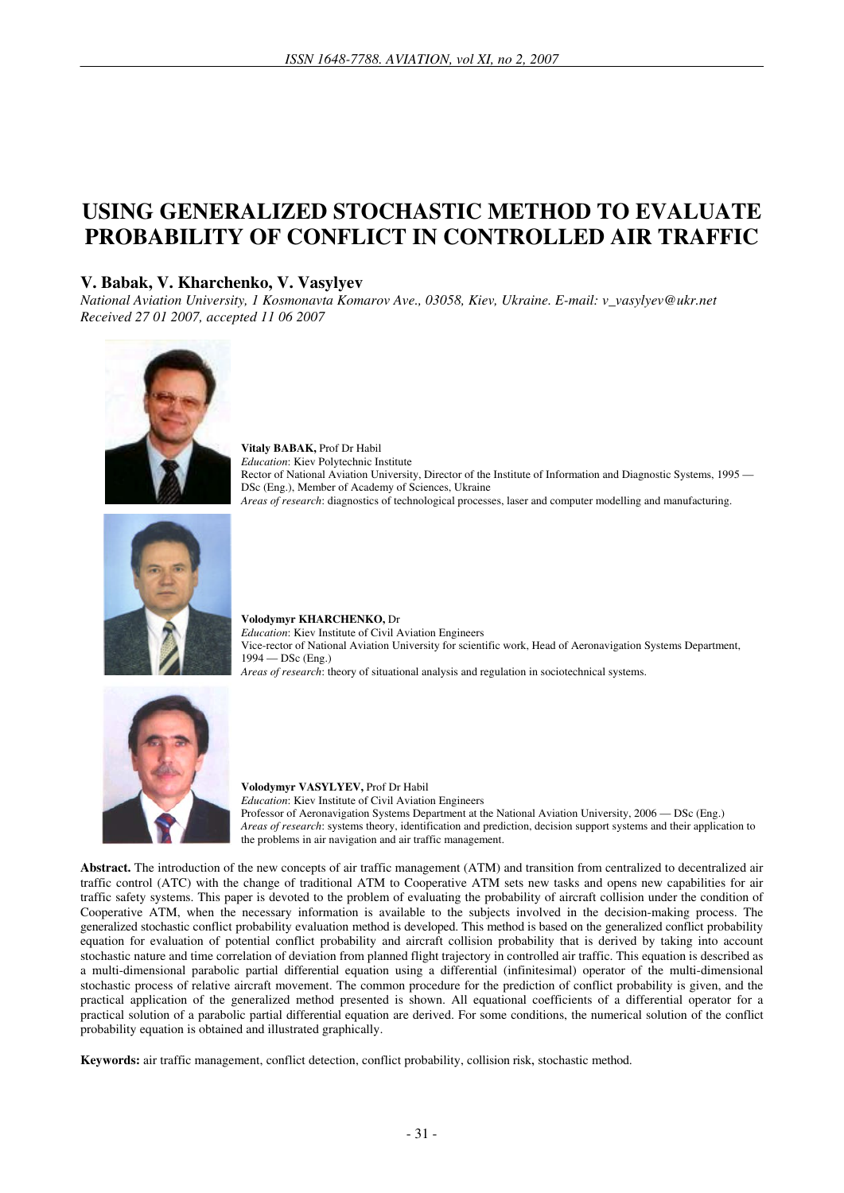# USING GENERALIZED STOCHASTIC METHOD TO EVALUATE PROBABILITY OF CONFLICT IN CONTROLLED AIR TRAFFIC

## V. Babak, V. Kharchenko, V. Vasylyev

*National Aviation University, 1 Kosmonavta Komarov Ave., 03058, Kiev, Ukraine. E-mail: v_vasylyev@ukr.net*
*Received 27 01 2007, accepted 11 06 2007*

**Vitaly BABAK,** Prof Dr Habil
*Education*: Kiev Polytechnic Institute
Rector of National Aviation University, Director of the Institute of Information and Diagnostic Systems, 1995 — DSc (Eng.), Member of Academy of Sciences, Ukraine
*Areas of research*: diagnostics of technological processes, laser and computer modelling and manufacturing.

**Volodymyr KHARCHENKO,** Dr
*Education*: Kiev Institute of Civil Aviation Engineers
Vice-rector of National Aviation University for scientific work, Head of Aeronavigation Systems Department, 1994 — DSc (Eng.)
*Areas of research*: theory of situational analysis and regulation in sociotechnical systems.

**Volodymyr VASYLYEV,** Prof Dr Habil
*Education*: Kiev Institute of Civil Aviation Engineers
Professor of Aeronavigation Systems Department at the National Aviation University, 2006 — DSc (Eng.)
*Areas of research*: systems theory, identification and prediction, decision support systems and their application to the problems in air navigation and air traffic management.

**Abstract.** The introduction of the new concepts of air traffic management (ATM) and transition from centralized to decentralized air traffic control (ATC) with the change of traditional ATM to Cooperative ATM sets new tasks and opens new capabilities for air traffic safety systems. This paper is devoted to the problem of evaluating the probability of aircraft collision under the condition of Cooperative ATM, when the necessary information is available to the subjects involved in the decision-making process. The generalized stochastic conflict probability evaluation method is developed. This method is based on the generalized conflict probability equation for evaluation of potential conflict probability and aircraft collision probability that is derived by taking into account stochastic nature and time correlation of deviation from planned flight trajectory in controlled air traffic. This equation is described as a multi-dimensional parabolic partial differential equation using a differential (infinitesimal) operator of the multi-dimensional stochastic process of relative aircraft movement. The common procedure for the prediction of conflict probability is given, and the practical application of the generalized method presented is shown. All equational coefficients of a differential operator for a practical solution of a parabolic partial differential equation are derived. For some conditions, the numerical solution of the conflict probability equation is obtained and illustrated graphically.

**Keywords:** air traffic management, conflict detection, conflict probability, collision risk, stochastic method.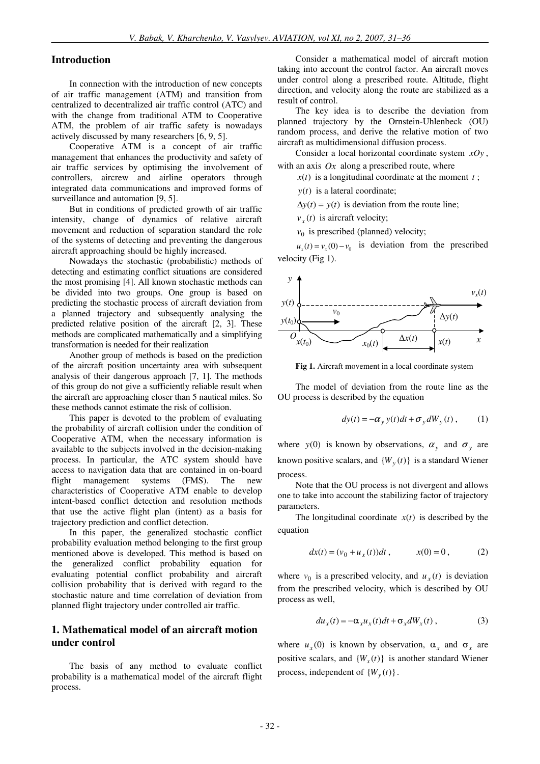## Introduction

In connection with the introduction of new concepts of air traffic management (ATM) and transition from centralized to decentralized air traffic control (ATC) and with the change from traditional ATM to Cooperative ATM, the problem of air traffic safety is nowadays actively discussed by many researchers [6, 9, 5].

Cooperative ATM is a concept of air traffic management that enhances the productivity and safety of air traffic services by optimising the involvement of controllers, aircrew and airline operators through integrated data communications and improved forms of surveillance and automation [9, 5].

But in conditions of predicted growth of air traffic intensity, change of dynamics of relative aircraft movement and reduction of separation standard the role of the systems of detecting and preventing the dangerous aircraft approaching should be highly increased.

Nowadays the stochastic (probabilistic) methods of detecting and estimating conflict situations are considered the most promising [4]. All known stochastic methods can be divided into two groups. One group is based on predicting the stochastic process of aircraft deviation from a planned trajectory and subsequently analysing the predicted relative position of the aircraft [2, 3]. These methods are complicated mathematically and a simplifying transformation is needed for their realization

Another group of methods is based on the prediction of the aircraft position uncertainty area with subsequent analysis of their dangerous approach [7, 1]. The methods of this group do not give a sufficiently reliable result when the aircraft are approaching closer than 5 nautical miles. So these methods cannot estimate the risk of collision.

This paper is devoted to the problem of evaluating the probability of aircraft collision under the condition of Cooperative ATM, when the necessary information is available to the subjects involved in the decision-making process. In particular, the ATC system should have access to navigation data that are contained in on-board flight management systems (FMS). The new characteristics of Cooperative ATM enable to develop intent-based conflict detection and resolution methods that use the active flight plan (intent) as a basis for trajectory prediction and conflict detection.

In this paper, the generalized stochastic conflict probability evaluation method belonging to the first group mentioned above is developed. This method is based on the generalized conflict probability equation for evaluating potential conflict probability and aircraft collision probability that is derived with regard to the stochastic nature and time correlation of deviation from planned flight trajectory under controlled air traffic.

## 1. Mathematical model of an aircraft motion under control

The basis of any method to evaluate conflict probability is a mathematical model of the aircraft flight process.

Consider a mathematical model of aircraft motion taking into account the control factor. An aircraft moves under control along a prescribed route. Altitude, flight direction, and velocity along the route are stabilized as a result of control.

The key idea is to describe the deviation from planned trajectory by the Ornstein-Uhlenbeck (OU) random process, and derive the relative motion of two aircraft as multidimensional diffusion process.

Consider a local horizontal coordinate system $xOy$, with an axis $Ox$ along a prescribed route, where

$x(t)$ is a longitudinal coordinate at the moment $t$;

$y(t)$ is a lateral coordinate;

$\Delta y(t) = y(t)$ is deviation from the route line;

$v_x(t)$ is aircraft velocity;

$v_0$ is prescribed (planned) velocity;

$u_x(t) = v_x(0) - v_0$ is deviation from the prescribed velocity (Fig 1).

**Fig 1.** Aircraft movement in a local coordinate system

The model of deviation from the route line as the OU process is described by the equation

$$dy(t) = -\alpha_y y(t)dt + \sigma_y dW_y(t)\,, \qquad (1)$$

where $y(0)$ is known by observations, $\alpha_y$ and $\sigma_y$ are known positive scalars, and $\{W_y(t)\}$ is a standard Wiener process.

Note that the OU process is not divergent and allows one to take into account the stabilizing factor of trajectory parameters.

The longitudinal coordinate $x(t)$ is described by the equation

$$dx(t) = (v_0 + u_x(t))dt\,, \qquad x(0) = 0\,, \qquad (2)$$

where $v_0$ is a prescribed velocity, and $u_x(t)$ is deviation from the prescribed velocity, which is described by OU process as well,

$$du_x(t) = -\alpha_x u_x(t)dt + \sigma_x dW_x(t)\,, \qquad (3)$$

where $u_x(0)$ is known by observation, $\alpha_x$ and $\sigma_x$ are positive scalars, and $\{W_x(t)\}$ is another standard Wiener process, independent of $\{W_y(t)\}$.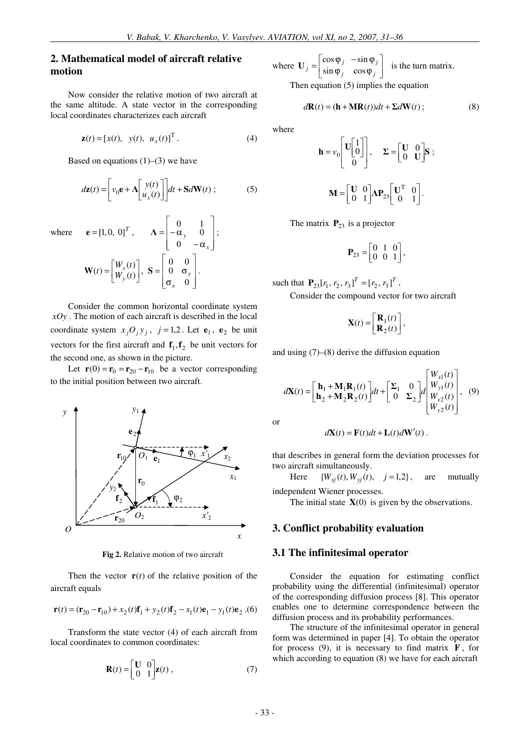## 2. Mathematical model of aircraft relative motion

Now consider the relative motion of two aircraft at the same altitude. A state vector in the corresponding local coordinates characterizes each aircraft

$$\mathbf{z}(t) = [x(t),\ \ y(t),\ \ u_x(t)]^{\mathrm{T}}. \tag{4}$$

Based on equations (1)–(3) we have

$$d\mathbf{z}(t) = \left[ v_0 \mathbf{e} + \mathbf{\Lambda} \begin{bmatrix} y(t) \\ u_x(t) \end{bmatrix} \right] dt + \mathbf{S} d\mathbf{W}(t)\,; \tag{5}$$

where $\mathbf{e} = [1, 0,\ 0]^T$, $\quad \mathbf{\Lambda} = \begin{bmatrix} 0 & 1 \\ -\alpha_y & 0 \\ 0 & -\alpha_x \end{bmatrix}$;

$$\mathbf{W}(t) = \begin{bmatrix} W_x(t) \\ W_y(t) \end{bmatrix},\ \ \mathbf{S} = \begin{bmatrix} 0 & 0 \\ 0 & \sigma_y \\ \sigma_x & 0 \end{bmatrix}.$$

Consider the common horizontal coordinate system $xOy$. The motion of each aircraft is described in the local coordinate system $x_j O_j y_j$, $j = 1,2$. Let $\mathbf{e}_1$, $\mathbf{e}_2$ be unit vectors for the first aircraft and $\mathbf{f}_1, \mathbf{f}_2$ be unit vectors for the second one, as shown in the picture.

Let $\mathbf{r}(0) = \mathbf{r}_0 = \mathbf{r}_{20} - \mathbf{r}_{10}$ be a vector corresponding to the initial position between two aircraft.

**Fig 2.** Relative motion of two aircraft

Then the vector $\mathbf{r}(t)$ of the relative position of the aircraft equals

$$\mathbf{r}(t) = (\mathbf{r}_{20} - \mathbf{r}_{10}) + x_2(t)\mathbf{f}_1 + y_2(t)\mathbf{f}_2 - x_1(t)\mathbf{e}_1 - y_1(t)\mathbf{e}_2\,. \tag{6}$$

Transform the state vector (4) of each aircraft from local coordinates to common coordinates:

$$\mathbf{R}(t) = \begin{bmatrix} \mathbf{U} & 0 \\ 0 & 1 \end{bmatrix} \mathbf{z}(t)\,, \tag{7}$$

where $\mathbf{U}_j = \begin{bmatrix} \cos\varphi_j & -\sin\varphi_j \\ \sin\varphi_j & \cos\varphi_j \end{bmatrix}$ is the turn matrix.

Then equation (5) implies the equation

$$d\mathbf{R}(t) = (\mathbf{h} + \mathbf{M}\mathbf{R}(t))dt + \mathbf{\Sigma} d\mathbf{W}(t)\,; \tag{8}$$

where

$$\mathbf{h} = v_0 \begin{bmatrix} \mathbf{U}\begin{bmatrix} 1 \\ 0 \end{bmatrix} \\ 0 \end{bmatrix}, \quad \mathbf{\Sigma} = \begin{bmatrix} \mathbf{U} & 0 \\ 0 & \mathbf{U} \end{bmatrix} \mathbf{S}\,;$$

$$\mathbf{M} = \begin{bmatrix} \mathbf{U} & 0 \\ 0 & 1 \end{bmatrix} \mathbf{\Lambda} \mathbf{P}_{23} \begin{bmatrix} \mathbf{U}^{\mathrm{T}} & 0 \\ 0 & 1 \end{bmatrix}.$$

The matrix $\mathbf{P}_{23}$ is a projector

$$\mathbf{P}_{23} = \begin{bmatrix} 0 & 1 & 0 \\ 0 & 0 & 1 \end{bmatrix},$$

such that $\mathbf{P}_{23}[r_1, r_2, r_3]^T = [r_2, r_3]^T$.

Consider the compound vector for two aircraft

$$\mathbf{X}(t) = \begin{bmatrix} \mathbf{R}_1(t) \\ \mathbf{R}_2(t) \end{bmatrix},$$

and using (7)–(8) derive the diffusion equation

$$d\mathbf{X}(t) = \begin{bmatrix} \mathbf{h}_1 + \mathbf{M}_1 \mathbf{R}_1(t) \\ \mathbf{h}_2 + \mathbf{M}_2 \mathbf{R}_2(t) \end{bmatrix} dt + \begin{bmatrix} \mathbf{\Sigma}_1 & 0 \\ 0 & \mathbf{\Sigma}_2 \end{bmatrix} d \begin{bmatrix} W_{x1}(t) \\ W_{y1}(t) \\ W_{x2}(t) \\ W_{y2}(t) \end{bmatrix}, \tag{9}$$

or

$$d\mathbf{X}(t) = \mathbf{F}(t)dt + \mathbf{L}(t)d\mathbf{W}'(t)\,.$$

that describes in general form the deviation processes for two aircraft simultaneously.

Here $\{W_{xj}(t), W_{yj}(t),\ \ j = 1,2\}$, are mutually independent Wiener processes.

The initial state $\mathbf{X}(0)$ is given by the observations.

## 3. Conflict probability evaluation

### 3.1 The infinitesimal operator

Consider the equation for estimating conflict probability using the differential (infinitesimal) operator of the corresponding diffusion process [8]. This operator enables one to determine correspondence between the diffusion process and its probability performances.

The structure of the infinitesimal operator in general form was determined in paper [4]. To obtain the operator for process (9), it is necessary to find matrix $\mathbf{F}$, for which according to equation (8) we have for each aircraft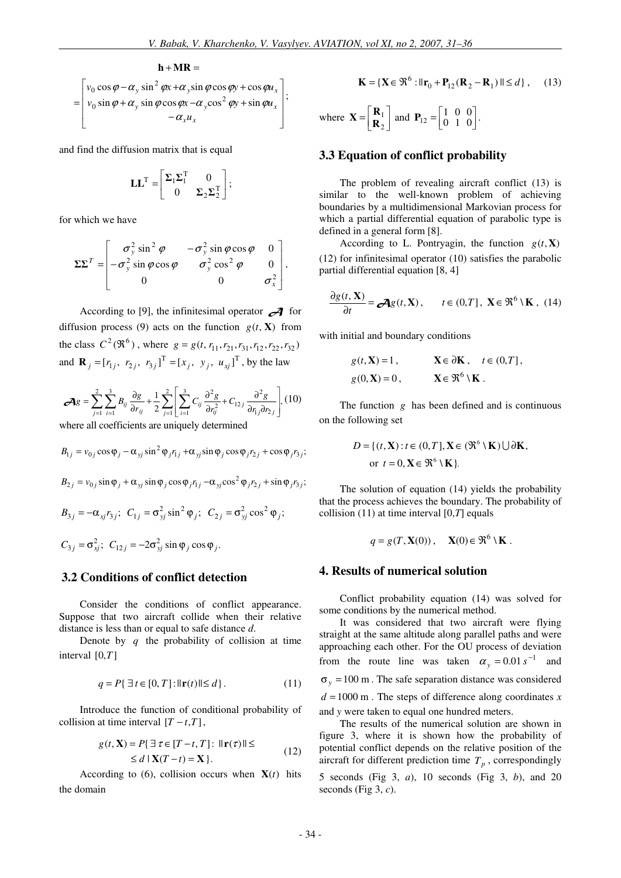$$\mathbf{h}+\mathbf{MR}=$$

$$=\begin{bmatrix} v_0\cos\varphi-\alpha_y\sin^2\varphi x+\alpha_y\sin\varphi\cos\varphi y+\cos\varphi u_x \\ v_0\sin\varphi+\alpha_y\sin\varphi\cos\varphi x-\alpha_y\cos^2\varphi y+\sin\varphi u_x \\ -\alpha_x u_x \end{bmatrix};$$

and find the diffusion matrix that is equal

$$\mathbf{LL}^{\mathrm{T}}=\begin{bmatrix} \mathbf{\Sigma}_1\mathbf{\Sigma}_1^{\mathrm{T}} & 0 \\ 0 & \mathbf{\Sigma}_2\mathbf{\Sigma}_2^{\mathrm{T}} \end{bmatrix};$$

for which we have

$$\mathbf{\Sigma\Sigma}^T=\begin{bmatrix} \sigma_y^2\sin^2\varphi & -\sigma_y^2\sin\varphi\cos\varphi & 0 \\ -\sigma_y^2\sin\varphi\cos\varphi & \sigma_y^2\cos^2\varphi & 0 \\ 0 & 0 & \sigma_x^2 \end{bmatrix}.$$

According to [9], the infinitesimal operator $\mathcal{A}$ for diffusion process (9) acts on the function $g(t,\mathbf{X})$ from the class $C^2(\Re^6)$, where $g=g(t,r_{11},r_{21},r_{31},r_{12},r_{22},r_{32})$ and $\mathbf{R}_j=[r_{1j},\ r_{2j},\ r_{3j}]^{\mathrm{T}}=[x_j,\ y_j,\ u_{xj}]^{\mathrm{T}}$, by the law

$$\mathcal{A}g=\sum_{j=1}^{2}\sum_{i=1}^{3}B_{ij}\frac{\partial g}{\partial r_{ij}}+\frac{1}{2}\sum_{j=1}^{2}\left[\sum_{i=1}^{3}C_{ij}\frac{\partial^2 g}{\partial r_{ij}^2}+C_{12j}\frac{\partial^2 g}{\partial r_{1j}\partial r_{2j}}\right], \quad (10)$$

where all coefficients are uniquely determined

$$B_{1j}=v_{0j}\cos\varphi_j-\alpha_{yj}\sin^2\varphi_j r_{1j}+\alpha_{yj}\sin\varphi_j\cos\varphi_j r_{2j}+\cos\varphi_j r_{3j};$$

$$B_{2j}=v_{0j}\sin\varphi_j+\alpha_{yj}\sin\varphi_j\cos\varphi_j r_{1j}-\alpha_{yj}\cos^2\varphi_j r_{2j}+\sin\varphi_j r_{3j};$$

$$B_{3j}=-\alpha_{xj}r_{3j};\ \ C_{1j}=\sigma_{yj}^2\sin^2\varphi_j;\ \ C_{2j}=\sigma_{yj}^2\cos^2\varphi_j;$$

$$C_{3j}=\sigma_{xj}^2;\ \ C_{12j}=-2\sigma_{yj}^2\sin\varphi_j\cos\varphi_j.$$

### 3.2 Conditions of conflict detection

Consider the conditions of conflict appearance. Suppose that two aircraft collide when their relative distance is less than or equal to safe distance $d$.

Denote by $q$ the probability of collision at time interval $[0,T]$

$$q=P\{\exists t\in[0,T]:\|\mathbf{r}(t)\|\le d\}. \quad (11)$$

Introduce the function of conditional probability of collision at time interval $[T-t,T]$,

$$g(t,\mathbf{X})=P\{\exists\tau\in[T-t,T]:\ \|\mathbf{r}(\tau)\|\le \le d\mid\mathbf{X}(T-t)=\mathbf{X}\}. \quad (12)$$

According to (6), collision occurs when $\mathbf{X}(t)$ hits the domain

$$\mathbf{K}=\{\mathbf{X}\in\Re^6:\|\mathbf{r}_0+\mathbf{P}_{12}(\mathbf{R}_2-\mathbf{R}_1)\|\le d\}, \quad (13)$$

where $\mathbf{X}=\begin{bmatrix}\mathbf{R}_1\\ \mathbf{R}_2\end{bmatrix}$ and $\mathbf{P}_{12}=\begin{bmatrix}1&0&0\\0&1&0\end{bmatrix}$.

### 3.3 Equation of conflict probability

The problem of revealing aircraft conflict (13) is similar to the well-known problem of achieving boundaries by a multidimensional Markovian process for which a partial differential equation of parabolic type is defined in a general form [8].

According to L. Pontryagin, the function $g(t,\mathbf{X})$ (12) for infinitesimal operator (10) satisfies the parabolic partial differential equation [8, 4]

$$\frac{\partial g(t,\mathbf{X})}{\partial t}=\mathcal{A}g(t,\mathbf{X}),\qquad t\in(0,T],\ \mathbf{X}\in\Re^6\setminus\mathbf{K}, \quad (14)$$

with initial and boundary conditions

$$g(t,\mathbf{X})=1,\qquad \mathbf{X}\in\partial\mathbf{K},\quad t\in(0,T],$$
$$g(0,\mathbf{X})=0,\qquad \mathbf{X}\in\Re^6\setminus\mathbf{K}.$$

The function $g$ has been defined and is continuous on the following set

$$D=\{(t,\mathbf{X}):t\in(0,T],\mathbf{X}\in(\Re^6\setminus\mathbf{K})\bigcup\partial\mathbf{K},$$
$$\text{or } t=0,\mathbf{X}\in\Re^6\setminus\mathbf{K}\}.$$

The solution of equation (14) yields the probability that the process achieves the boundary. The probability of collision (11) at time interval $[0,T]$ equals

$$q=g(T,\mathbf{X}(0)),\quad \mathbf{X}(0)\in\Re^6\setminus\mathbf{K}.$$

## 4. Results of numerical solution

Conflict probability equation (14) was solved for some conditions by the numerical method.

It was considered that two aircraft were flying straight at the same altitude along parallel paths and were approaching each other. For the OU process of deviation from the route line was taken $\alpha_y=0.01\,s^{-1}$ and $\sigma_y=100$ m. The safe separation distance was considered $d=1000$ m. The steps of difference along coordinates $x$ and $y$ were taken to equal one hundred meters.

The results of the numerical solution are shown in figure 3, where it is shown how the probability of potential conflict depends on the relative position of the aircraft for different prediction time $T_p$, correspondingly 5 seconds (Fig 3, *a*), 10 seconds (Fig 3, *b*), and 20 seconds (Fig 3, *c*).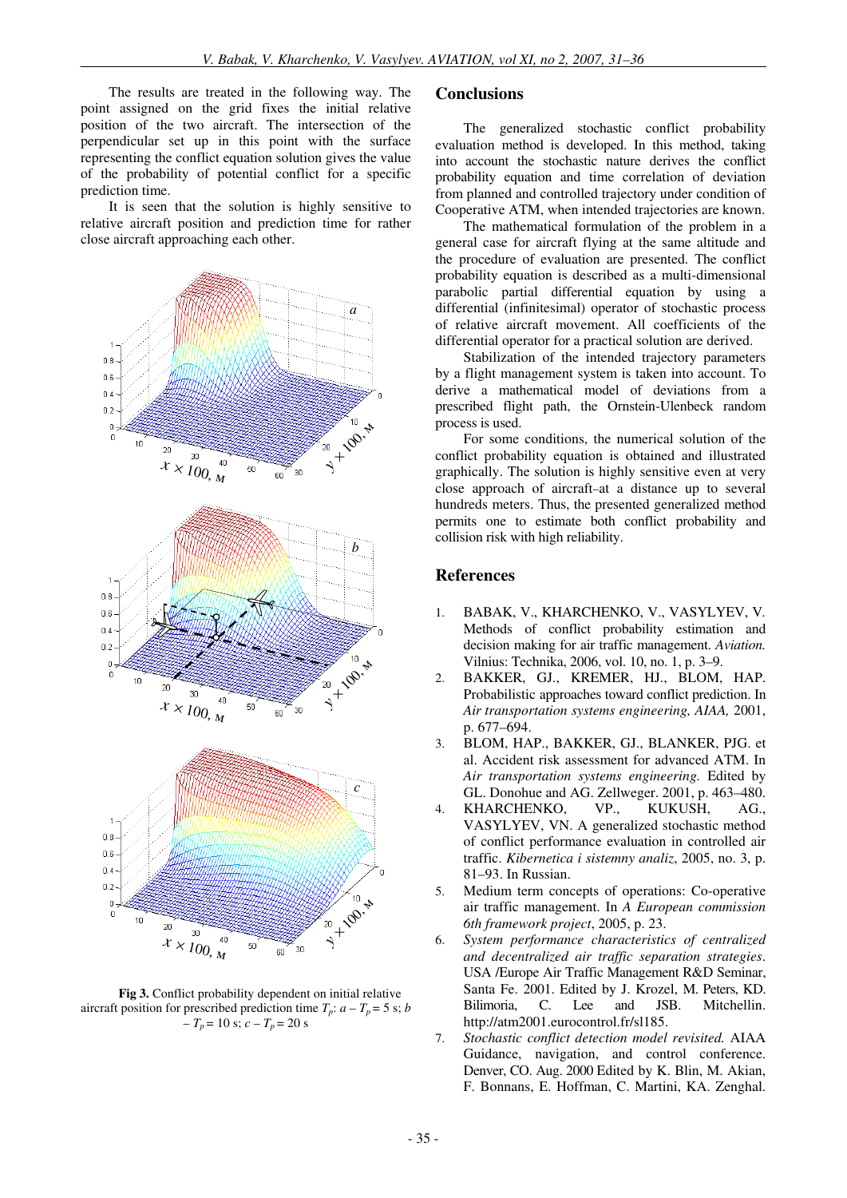The results are treated in the following way. The point assigned on the grid fixes the initial relative position of the two aircraft. The intersection of the perpendicular set up in this point with the surface representing the conflict equation solution gives the value of the probability of potential conflict for a specific prediction time.

It is seen that the solution is highly sensitive to relative aircraft position and prediction time for rather close aircraft approaching each other.

**Fig 3.** Conflict probability dependent on initial relative aircraft position for prescribed prediction time $T_p$: $a - T_p = 5$ s; $b - T_p = 10$ s; $c - T_p = 20$ s

## Conclusions

The generalized stochastic conflict probability evaluation method is developed. In this method, taking into account the stochastic nature derives the conflict probability equation and time correlation of deviation from planned and controlled trajectory under condition of Cooperative ATM, when intended trajectories are known.

The mathematical formulation of the problem in a general case for aircraft flying at the same altitude and the procedure of evaluation are presented. The conflict probability equation is described as a multi-dimensional parabolic partial differential equation by using a differential (infinitesimal) operator of stochastic process of relative aircraft movement. All coefficients of the differential operator for a practical solution are derived.

Stabilization of the intended trajectory parameters by a flight management system is taken into account. To derive a mathematical model of deviations from a prescribed flight path, the Ornstein-Ulenbeck random process is used.

For some conditions, the numerical solution of the conflict probability equation is obtained and illustrated graphically. The solution is highly sensitive even at very close approach of aircraft–at a distance up to several hundreds meters. Thus, the presented generalized method permits one to estimate both conflict probability and collision risk with high reliability.

## References

1. BABAK, V., KHARCHENKO, V., VASYLYEV, V. Methods of conflict probability estimation and decision making for air traffic management. *Aviation.* Vilnius: Technika, 2006, vol. 10, no. 1, p. 3–9.
2. BAKKER, GJ., KREMER, HJ., BLOM, HAP. Probabilistic approaches toward conflict prediction. In *Air transportation systems engineering, AIAA,* 2001, p. 677–694.
3. BLOM, HAP., BAKKER, GJ., BLANKER, PJG. et al. Accident risk assessment for advanced ATM. In *Air transportation systems engineering.* Edited by GL. Donohue and AG. Zellweger. 2001, p. 463–480.
4. KHARCHENKO, VP., KUKUSH, AG., VASYLYEV, VN. A generalized stochastic method of conflict performance evaluation in controlled air traffic. *Kibernetica i sistemny analiz*, 2005, no. 3, p. 81–93. In Russian.
5. Medium term concepts of operations: Co-operative air traffic management. In *A European commission 6th framework project*, 2005, p. 23.
6. *System performance characteristics of centralized and decentralized air traffic separation strategies*. USA /Europe Air Traffic Management R&D Seminar, Santa Fe. 2001. Edited by J. Krozel, M. Peters, KD. Bilimoria, C. Lee and JSB. Mitchellin. http://atm2001.eurocontrol.fr/sl185.
7. *Stochastic conflict detection model revisited.* AIAA Guidance, navigation, and control conference. Denver, CO. Aug. 2000 Edited by K. Blin, M. Akian, F. Bonnans, E. Hoffman, C. Martini, KA. Zenghal.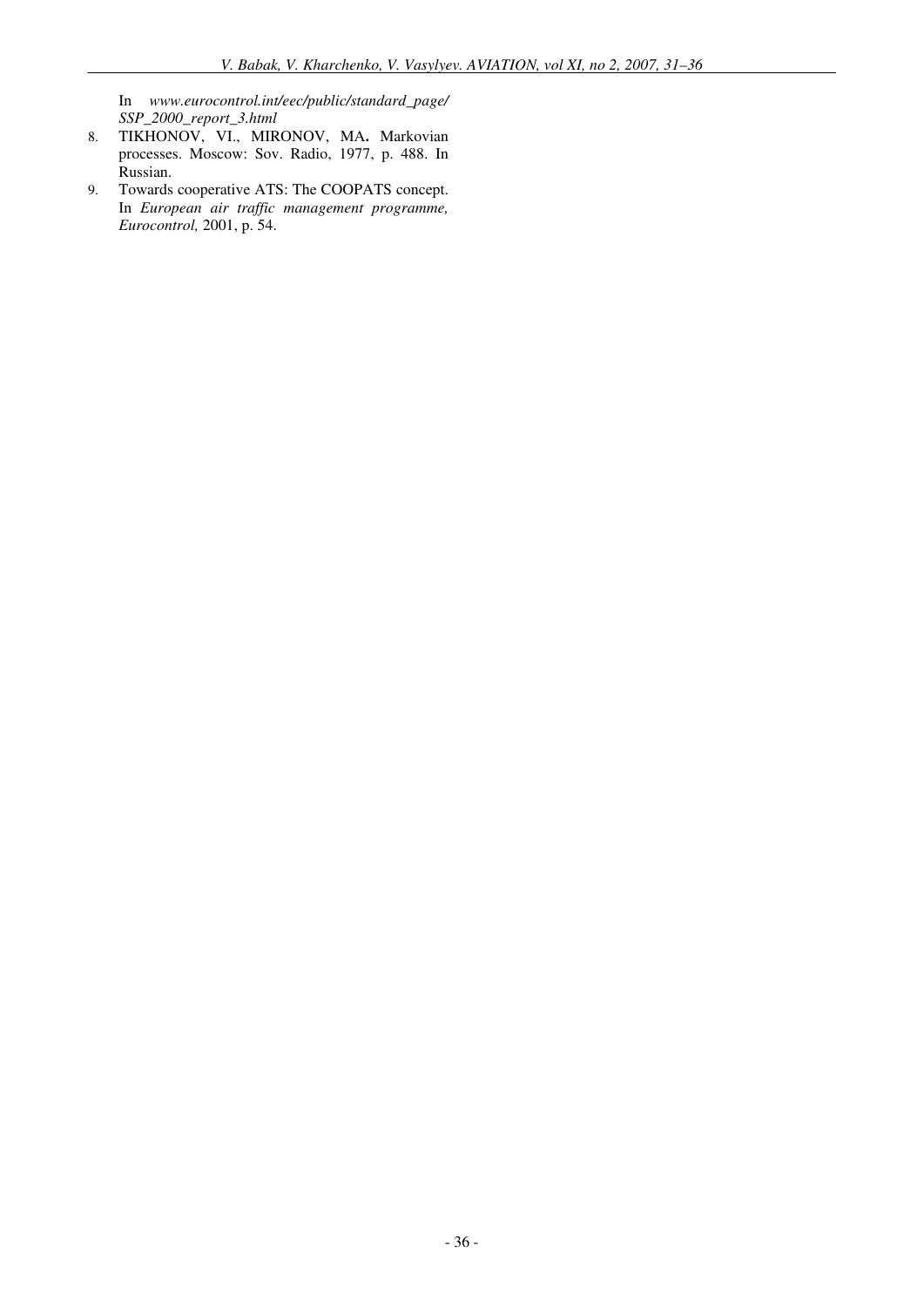In *www.eurocontrol.int/eec/public/standard_page/ SSP_2000_report_3.html*

8. TIKHONOV, VI., MIRONOV, MA**.** Markovian processes. Moscow: Sov. Radio, 1977, p. 488. In Russian.
9. Towards cooperative ATS: The COOPATS concept. In *European air traffic management programme, Eurocontrol,* 2001, p. 54.